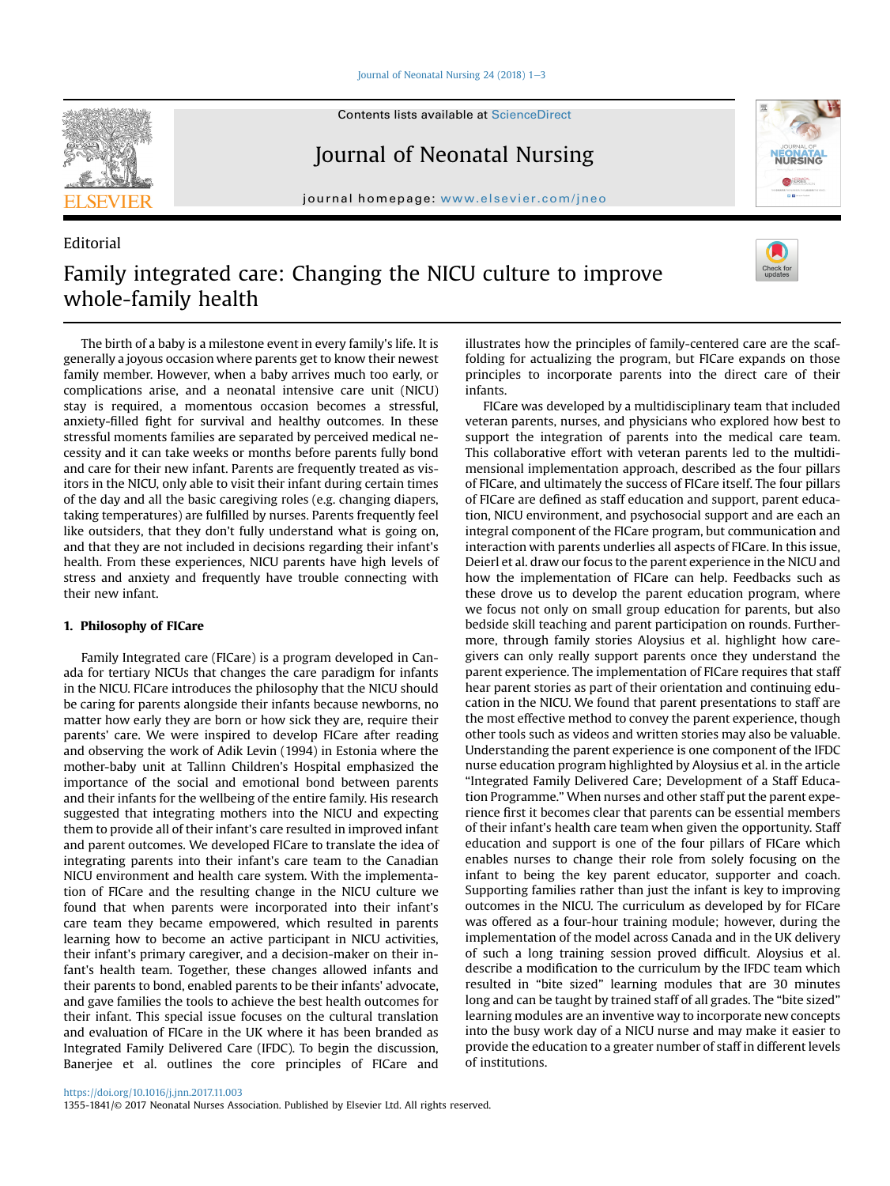Editorial

# Family integrated care: Changing the NICU culture to improve whole-family health

The birth of a baby is a milestone event in every family's life. It is generally a joyous occasion where parents get to know their newest family member. However, when a baby arrives much too early, or complications arise, and a neonatal intensive care unit (NICU) stay is required, a momentous occasion becomes a stressful, anxiety-filled fight for survival and healthy outcomes. In these stressful moments families are separated by perceived medical necessity and it can take weeks or months before parents fully bond and care for their new infant. Parents are frequently treated as visitors in the NICU, only able to visit their infant during certain times of the day and all the basic caregiving roles (e.g. changing diapers, taking temperatures) are fulfilled by nurses. Parents frequently feel like outsiders, that they don't fully understand what is going on, and that they are not included in decisions regarding their infant's health. From these experiences, NICU parents have high levels of stress and anxiety and frequently have trouble connecting with their new infant.

## 1. Philosophy of FICare

Family Integrated care (FICare) is a program developed in Canada for tertiary NICUs that changes the care paradigm for infants in the NICU. FICare introduces the philosophy that the NICU should be caring for parents alongside their infants because newborns, no matter how early they are born or how sick they are, require their parents' care. We were inspired to develop FICare after reading and observing the work of Adik Levin (1994) in Estonia where the mother-baby unit at Tallinn Children's Hospital emphasized the importance of the social and emotional bond between parents and their infants for the wellbeing of the entire family. His research suggested that integrating mothers into the NICU and expecting them to provide all of their infant's care resulted in improved infant and parent outcomes. We developed FICare to translate the idea of integrating parents into their infant's care team to the Canadian NICU environment and health care system. With the implementation of FICare and the resulting change in the NICU culture we found that when parents were incorporated into their infant's care team they became empowered, which resulted in parents learning how to become an active participant in NICU activities, their infant's primary caregiver, and a decision-maker on their infant's health team. Together, these changes allowed infants and their parents to bond, enabled parents to be their infants' advocate, and gave families the tools to achieve the best health outcomes for their infant. This special issue focuses on the cultural translation and evaluation of FICare in the UK where it has been branded as Integrated Family Delivered Care (IFDC). To begin the discussion, Banerjee et al. outlines the core principles of FICare and illustrates how the principles of family-centered care are the scaffolding for actualizing the program, but FICare expands on those principles to incorporate parents into the direct care of their infants.

FICare was developed by a multidisciplinary team that included veteran parents, nurses, and physicians who explored how best to support the integration of parents into the medical care team. This collaborative effort with veteran parents led to the multidimensional implementation approach, described as the four pillars of FICare, and ultimately the success of FICare itself. The four pillars of FICare are defined as staff education and support, parent education, NICU environment, and psychosocial support and are each an integral component of the FICare program, but communication and interaction with parents underlies all aspects of FICare. In this issue, Deierl et al. draw our focus to the parent experience in the NICU and how the implementation of FICare can help. Feedbacks such as these drove us to develop the parent education program, where we focus not only on small group education for parents, but also bedside skill teaching and parent participation on rounds. Furthermore, through family stories Aloysius et al. highlight how caregivers can only really support parents once they understand the parent experience. The implementation of FICare requires that staff hear parent stories as part of their orientation and continuing education in the NICU. We found that parent presentations to staff are the most effective method to convey the parent experience, though other tools such as videos and written stories may also be valuable. Understanding the parent experience is one component of the IFDC nurse education program highlighted by Aloysius et al. in the article "Integrated Family Delivered Care; Development of a Staff Education Programme." When nurses and other staff put the parent experience first it becomes clear that parents can be essential members of their infant's health care team when given the opportunity. Staff education and support is one of the four pillars of FICare which enables nurses to change their role from solely focusing on the infant to being the key parent educator, supporter and coach. Supporting families rather than just the infant is key to improving outcomes in the NICU. The curriculum as developed by for FICare was offered as a four-hour training module; however, during the implementation of the model across Canada and in the UK delivery of such a long training session proved difficult. Aloysius et al. describe a modification to the curriculum by the IFDC team which resulted in "bite sized" learning modules that are 30 minutes long and can be taught by trained staff of all grades. The "bite sized" learning modules are an inventive way to incorporate new concepts into the busy work day of a NICU nurse and may make it easier to provide the education to a greater number of staff in different levels of institutions.

https://doi.org/10.1016/j.jnn.2017.11.003

1355-1841/© 2017 Neonatal Nurses Association. Published by Elsevier Ltd. All rights reserved.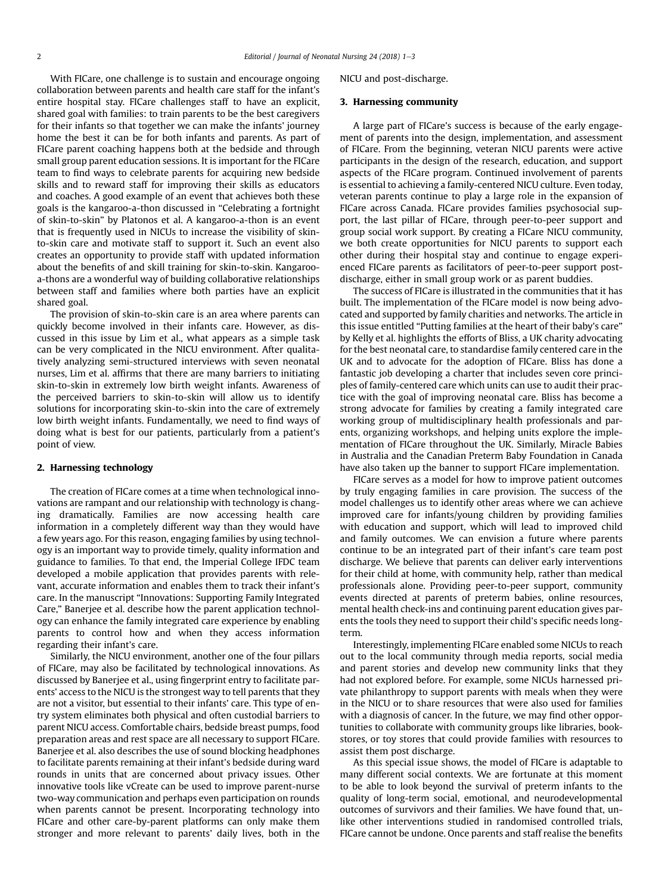With FICare, one challenge is to sustain and encourage ongoing collaboration between parents and health care staff for the infant's entire hospital stay. FICare challenges staff to have an explicit, shared goal with families: to train parents to be the best caregivers for their infants so that together we can make the infants' journey home the best it can be for both infants and parents. As part of FICare parent coaching happens both at the bedside and through small group parent education sessions. It is important for the FICare team to find ways to celebrate parents for acquiring new bedside skills and to reward staff for improving their skills as educators and coaches. A good example of an event that achieves both these goals is the kangaroo-a-thon discussed in "Celebrating a fortnight of skin-to-skin" by Platonos et al. A kangaroo-a-thon is an event that is frequently used in NICUs to increase the visibility of skin-to-skin care and motivate staff to support it. Such an event also creates an opportunity to provide staff with updated information about the benefits of and skill training for skin-to-skin. Kangaroo-a-thons are a wonderful way of building collaborative relationships between staff and families where both parties have an explicit shared goal.

The provision of skin-to-skin care is an area where parents can quickly become involved in their infants care. However, as discussed in this issue by Lim et al., what appears as a simple task can be very complicated in the NICU environment. After qualitatively analyzing semi-structured interviews with seven neonatal nurses, Lim et al. affirms that there are many barriers to initiating skin-to-skin in extremely low birth weight infants. Awareness of the perceived barriers to skin-to-skin will allow us to identify solutions for incorporating skin-to-skin into the care of extremely low birth weight infants. Fundamentally, we need to find ways of doing what is best for our patients, particularly from a patient's point of view.

## 2. Harnessing technology

The creation of FICare comes at a time when technological innovations are rampant and our relationship with technology is changing dramatically. Families are now accessing health care information in a completely different way than they would have a few years ago. For this reason, engaging families by using technology is an important way to provide timely, quality information and guidance to families. To that end, the Imperial College IFDC team developed a mobile application that provides parents with relevant, accurate information and enables them to track their infant's care. In the manuscript "Innovations: Supporting Family Integrated Care," Banerjee et al. describe how the parent application technology can enhance the family integrated care experience by enabling parents to control how and when they access information regarding their infant's care.

Similarly, the NICU environment, another one of the four pillars of FICare, may also be facilitated by technological innovations. As discussed by Banerjee et al., using fingerprint entry to facilitate parents' access to the NICU is the strongest way to tell parents that they are not a visitor, but essential to their infants' care. This type of entry system eliminates both physical and often custodial barriers to parent NICU access. Comfortable chairs, bedside breast pumps, food preparation areas and rest space are all necessary to support FICare. Banerjee et al. also describes the use of sound blocking headphones to facilitate parents remaining at their infant's bedside during ward rounds in units that are concerned about privacy issues. Other innovative tools like vCreate can be used to improve parent-nurse two-way communication and perhaps even participation on rounds when parents cannot be present. Incorporating technology into FICare and other care-by-parent platforms can only make them stronger and more relevant to parents' daily lives, both in the NICU and post-discharge.

## 3. Harnessing community

A large part of FICare's success is because of the early engagement of parents into the design, implementation, and assessment of FICare. From the beginning, veteran NICU parents were active participants in the design of the research, education, and support aspects of the FICare program. Continued involvement of parents is essential to achieving a family-centered NICU culture. Even today, veteran parents continue to play a large role in the expansion of FICare across Canada. FICare provides families psychosocial support, the last pillar of FICare, through peer-to-peer support and group social work support. By creating a FICare NICU community, we both create opportunities for NICU parents to support each other during their hospital stay and continue to engage experienced FICare parents as facilitators of peer-to-peer support post-discharge, either in small group work or as parent buddies.

The success of FICare is illustrated in the communities that it has built. The implementation of the FICare model is now being advocated and supported by family charities and networks. The article in this issue entitled "Putting families at the heart of their baby's care" by Kelly et al. highlights the efforts of Bliss, a UK charity advocating for the best neonatal care, to standardise family centered care in the UK and to advocate for the adoption of FICare. Bliss has done a fantastic job developing a charter that includes seven core principles of family-centered care which units can use to audit their practice with the goal of improving neonatal care. Bliss has become a strong advocate for families by creating a family integrated care working group of multidisciplinary health professionals and parents, organizing workshops, and helping units explore the implementation of FICare throughout the UK. Similarly, Miracle Babies in Australia and the Canadian Preterm Baby Foundation in Canada have also taken up the banner to support FICare implementation.

FICare serves as a model for how to improve patient outcomes by truly engaging families in care provision. The success of the model challenges us to identify other areas where we can achieve improved care for infants/young children by providing families with education and support, which will lead to improved child and family outcomes. We can envision a future where parents continue to be an integrated part of their infant's care team post discharge. We believe that parents can deliver early interventions for their child at home, with community help, rather than medical professionals alone. Providing peer-to-peer support, community events directed at parents of preterm babies, online resources, mental health check-ins and continuing parent education gives parents the tools they need to support their child's specific needs long-term.

Interestingly, implementing FICare enabled some NICUs to reach out to the local community through media reports, social media and parent stories and develop new community links that they had not explored before. For example, some NICUs harnessed private philanthropy to support parents with meals when they were in the NICU or to share resources that were also used for families with a diagnosis of cancer. In the future, we may find other opportunities to collaborate with community groups like libraries, bookstores, or toy stores that could provide families with resources to assist them post discharge.

As this special issue shows, the model of FICare is adaptable to many different social contexts. We are fortunate at this moment to be able to look beyond the survival of preterm infants to the quality of long-term social, emotional, and neurodevelopmental outcomes of survivors and their families. We have found that, unlike other interventions studied in randomised controlled trials, FICare cannot be undone. Once parents and staff realise the benefits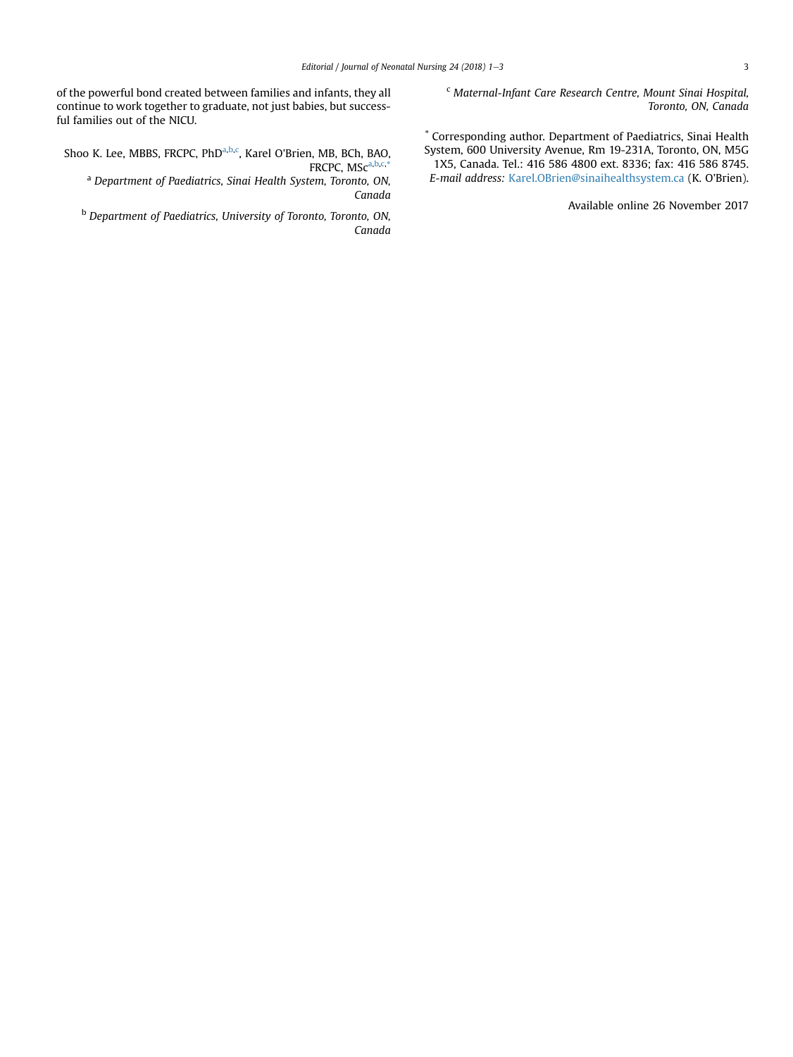of the powerful bond created between families and infants, they all continue to work together to graduate, not just babies, but successful families out of the NICU.

Shoo K. Lee, MBBS, FRCPC, PhD[a,b,c], Karel O'Brien, MB, BCh, BAO, FRCPC, MSc[a,b,c,*]

[a] *Department of Paediatrics, Sinai Health System, Toronto, ON, Canada*

[b] *Department of Paediatrics, University of Toronto, Toronto, ON, Canada*

[c] *Maternal-Infant Care Research Centre, Mount Sinai Hospital, Toronto, ON, Canada*

[*] Corresponding author. Department of Paediatrics, Sinai Health System, 600 University Avenue, Rm 19-231A, Toronto, ON, M5G 1X5, Canada. Tel.: 416 586 4800 ext. 8336; fax: 416 586 8745.
*E-mail address:* Karel.OBrien@sinaihealthsystem.ca (K. O'Brien).

Available online 26 November 2017